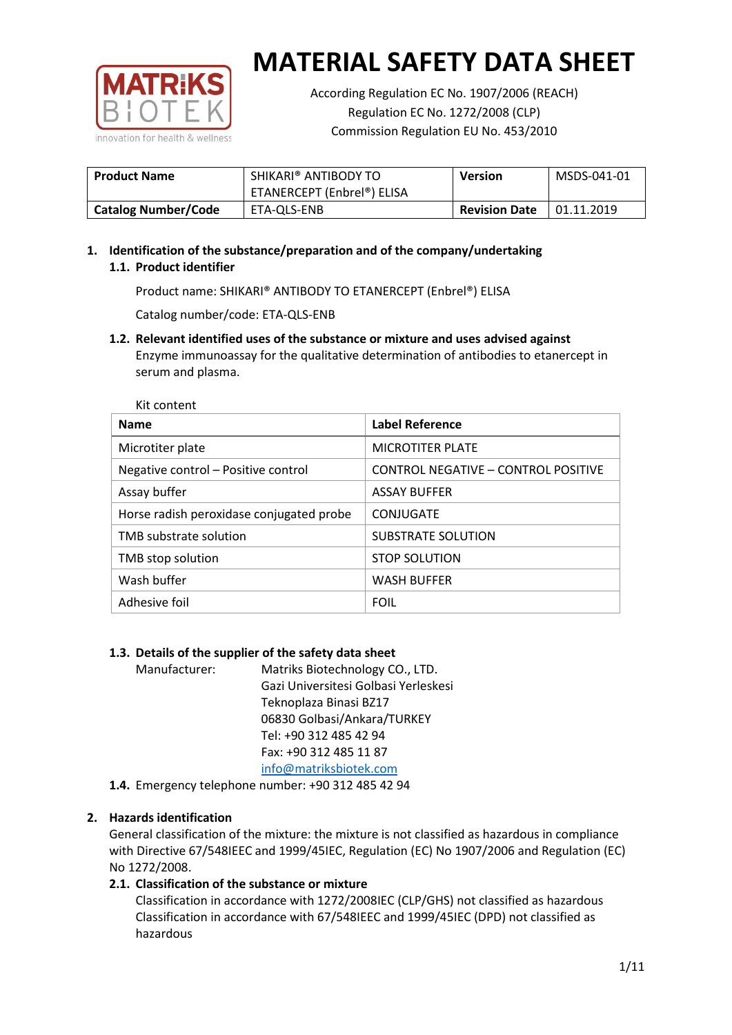# MATERIAL SAFETY DATA SHEET

According Regulation EC No. 1907/2006 (REACH)
Regulation EC No. 1272/2008 (CLP)
Commission Regulation EU No. 453/2010

| **Product Name** | SHIKARI® ANTIBODY TO ETANERCEPT (Enbrel®) ELISA | **Version** | MSDS-041-01 |
|---|---|---|---|
| **Catalog Number/Code** | ETA-QLS-ENB | **Revision Date** | 01.11.2019 |

## 1. Identification of the substance/preparation and of the company/undertaking

### 1.1. Product identifier

Product name: SHIKARI® ANTIBODY TO ETANERCEPT (Enbrel®) ELISA

Catalog number/code: ETA-QLS-ENB

### 1.2. Relevant identified uses of the substance or mixture and uses advised against

Enzyme immunoassay for the qualitative determination of antibodies to etanercept in serum and plasma.

Kit content

| **Name** | **Label Reference** |
|---|---|
| Microtiter plate | MICROTITER PLATE |
| Negative control – Positive control | CONTROL NEGATIVE – CONTROL POSITIVE |
| Assay buffer | ASSAY BUFFER |
| Horse radish peroxidase conjugated probe | CONJUGATE |
| TMB substrate solution | SUBSTRATE SOLUTION |
| TMB stop solution | STOP SOLUTION |
| Wash buffer | WASH BUFFER |
| Adhesive foil | FOIL |

### 1.3. Details of the supplier of the safety data sheet

Manufacturer: Matriks Biotechnology CO., LTD.
Gazi Universitesi Golbasi Yerleskesi
Teknoplaza Binasi BZ17
06830 Golbasi/Ankara/TURKEY
Tel: +90 312 485 42 94
Fax: +90 312 485 11 87
info@matriksbiotek.com

### 1.4. Emergency telephone number: +90 312 485 42 94

## 2. Hazards identification

General classification of the mixture: the mixture is not classified as hazardous in compliance with Directive 67/548IEEC and 1999/45IEC, Regulation (EC) No 1907/2006 and Regulation (EC) No 1272/2008.

### 2.1. Classification of the substance or mixture

Classification in accordance with 1272/2008IEC (CLP/GHS) not classified as hazardous
Classification in accordance with 67/548IEEC and 1999/45IEC (DPD) not classified as hazardous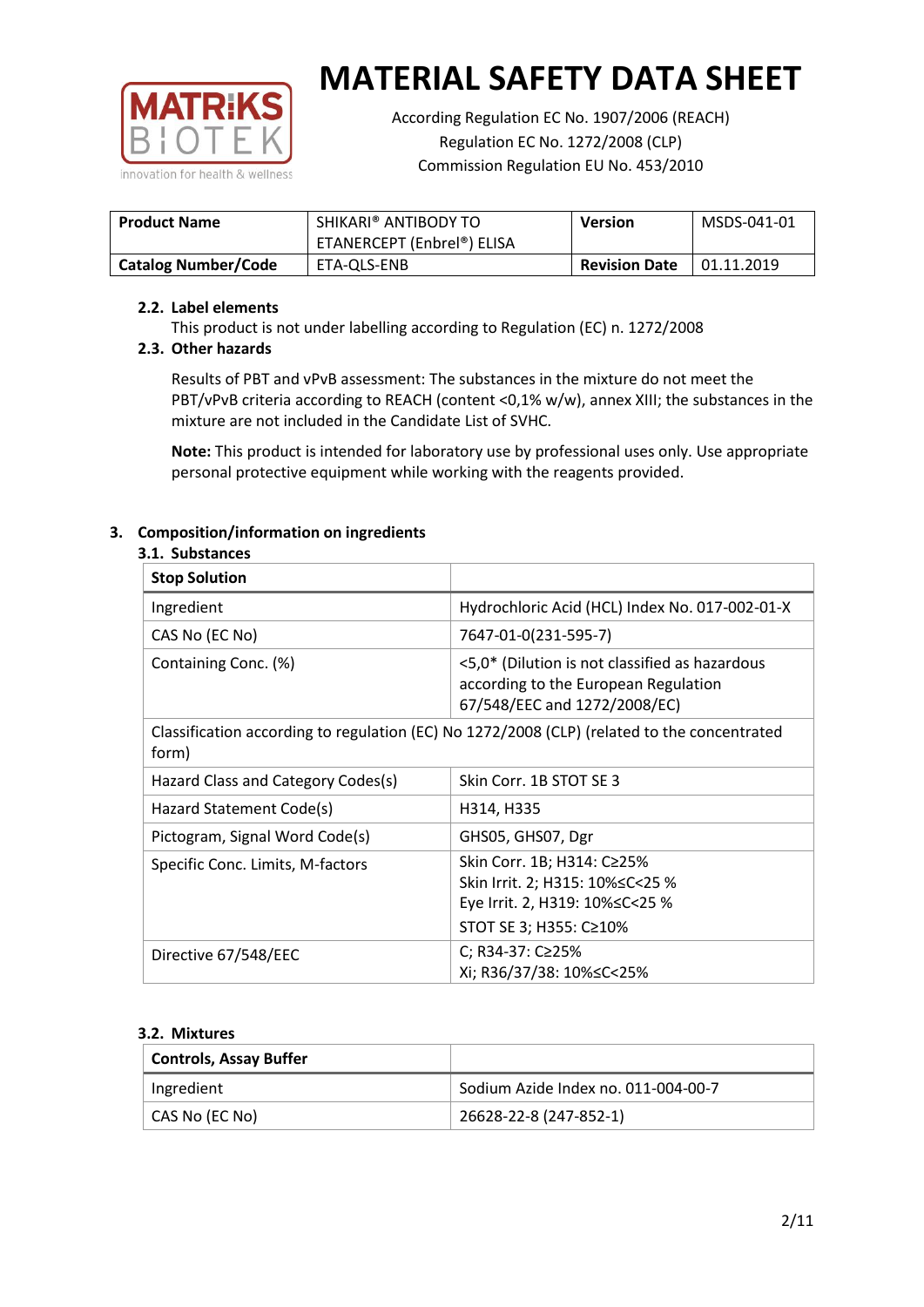# MATERIAL SAFETY DATA SHEET

According Regulation EC No. 1907/2006 (REACH)
Regulation EC No. 1272/2008 (CLP)
Commission Regulation EU No. 453/2010

| **Product Name** | SHIKARI® ANTIBODY TO ETANERCEPT (Enbrel®) ELISA | **Version** | MSDS-041-01 |
|---|---|---|---|
| **Catalog Number/Code** | ETA-QLS-ENB | **Revision Date** | 01.11.2019 |

### 2.2. Label elements

This product is not under labelling according to Regulation (EC) n. 1272/2008

### 2.3. Other hazards

Results of PBT and vPvB assessment: The substances in the mixture do not meet the PBT/vPvB criteria according to REACH (content <0,1% w/w), annex XIII; the substances in the mixture are not included in the Candidate List of SVHC.

**Note:** This product is intended for laboratory use by professional uses only. Use appropriate personal protective equipment while working with the reagents provided.

## 3. Composition/information on ingredients

### 3.1. Substances

| **Stop Solution** | |
|---|---|
| Ingredient | Hydrochloric Acid (HCL) Index No. 017-002-01-X |
| CAS No (EC No) | 7647-01-0(231-595-7) |
| Containing Conc. (%) | <5,0* (Dilution is not classified as hazardous according to the European Regulation 67/548/EEC and 1272/2008/EC) |
| Classification according to regulation (EC) No 1272/2008 (CLP) (related to the concentrated form) | |
| Hazard Class and Category Codes(s) | Skin Corr. 1B STOT SE 3 |
| Hazard Statement Code(s) | H314, H335 |
| Pictogram, Signal Word Code(s) | GHS05, GHS07, Dgr |
| Specific Conc. Limits, M-factors | Skin Corr. 1B; H314: C≥25%<br>Skin Irrit. 2; H315: 10%≤C<25 %<br>Eye Irrit. 2, H319: 10%≤C<25 %<br>STOT SE 3; H355: C≥10% |
| Directive 67/548/EEC | C; R34-37: C≥25%<br>Xi; R36/37/38: 10%≤C<25% |

### 3.2. Mixtures

| **Controls, Assay Buffer** | |
|---|---|
| Ingredient | Sodium Azide Index no. 011-004-00-7 |
| CAS No (EC No) | 26628-22-8 (247-852-1) |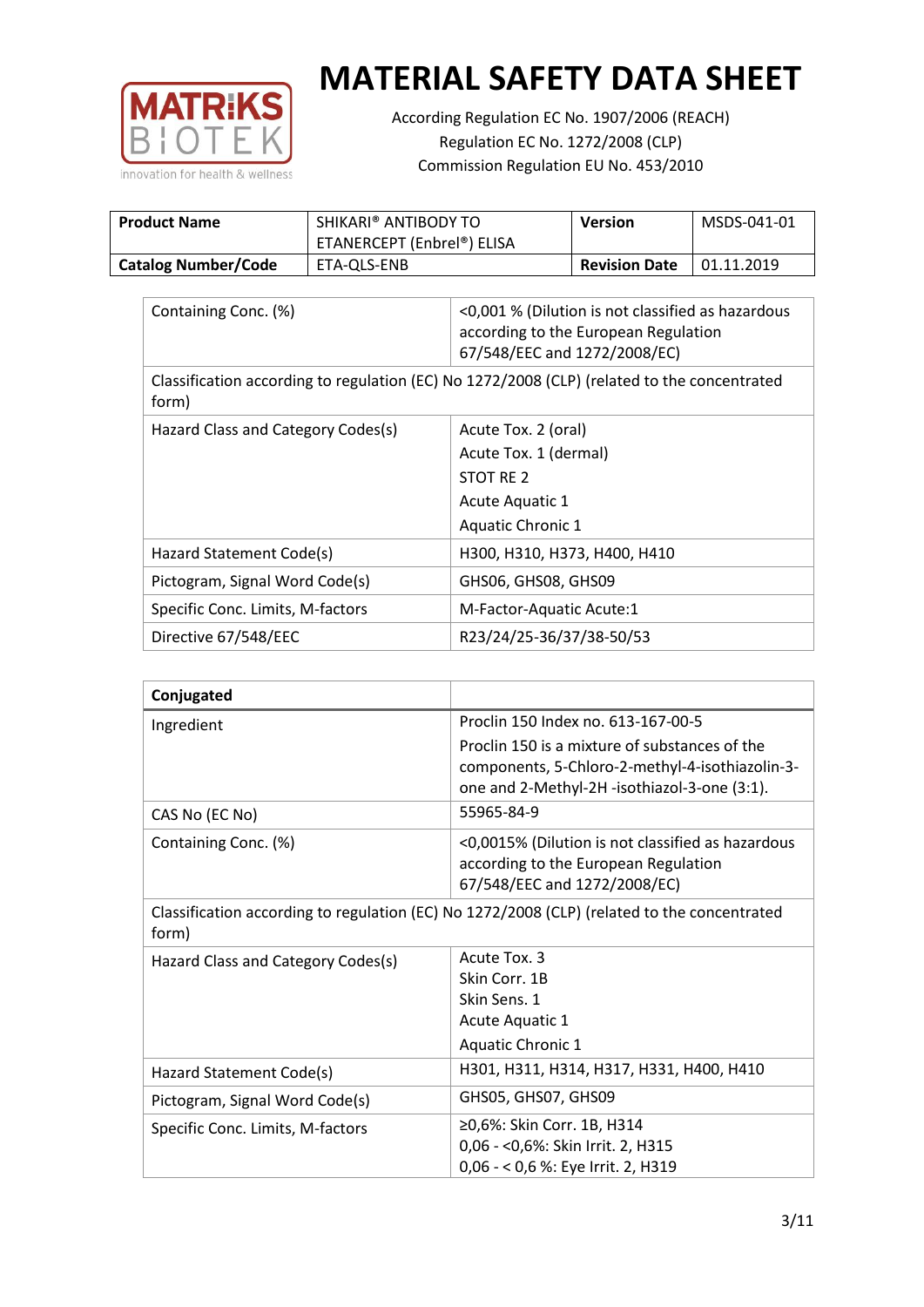# MATERIAL SAFETY DATA SHEET

According Regulation EC No. 1907/2006 (REACH)
Regulation EC No. 1272/2008 (CLP)
Commission Regulation EU No. 453/2010

| **Product Name** | SHIKARI® ANTIBODY TO ETANERCEPT (Enbrel®) ELISA | **Version** | MSDS-041-01 |
|---|---|---|---|
| **Catalog Number/Code** | ETA-QLS-ENB | **Revision Date** | 01.11.2019 |

| Containing Conc. (%) | <0,001 % (Dilution is not classified as hazardous according to the European Regulation 67/548/EEC and 1272/2008/EC) |
|---|---|
| Classification according to regulation (EC) No 1272/2008 (CLP) (related to the concentrated form) | |
| Hazard Class and Category Codes(s) | Acute Tox. 2 (oral)<br>Acute Tox. 1 (dermal)<br>STOT RE 2<br>Acute Aquatic 1<br>Aquatic Chronic 1 |
| Hazard Statement Code(s) | H300, H310, H373, H400, H410 |
| Pictogram, Signal Word Code(s) | GHS06, GHS08, GHS09 |
| Specific Conc. Limits, M-factors | M-Factor-Aquatic Acute:1 |
| Directive 67/548/EEC | R23/24/25-36/37/38-50/53 |

| **Conjugated** | |
|---|---|
| Ingredient | Proclin 150 Index no. 613-167-00-5<br>Proclin 150 is a mixture of substances of the components, 5-Chloro-2-methyl-4-isothiazolin-3-one and 2-Methyl-2H -isothiazol-3-one (3:1). |
| CAS No (EC No) | 55965-84-9 |
| Containing Conc. (%) | <0,0015% (Dilution is not classified as hazardous according to the European Regulation 67/548/EEC and 1272/2008/EC) |
| Classification according to regulation (EC) No 1272/2008 (CLP) (related to the concentrated form) | |
| Hazard Class and Category Codes(s) | Acute Tox. 3<br>Skin Corr. 1B<br>Skin Sens. 1<br>Acute Aquatic 1<br>Aquatic Chronic 1 |
| Hazard Statement Code(s) | H301, H311, H314, H317, H331, H400, H410 |
| Pictogram, Signal Word Code(s) | GHS05, GHS07, GHS09 |
| Specific Conc. Limits, M-factors | ≥0,6%: Skin Corr. 1B, H314<br>0,06 - <0,6%: Skin Irrit. 2, H315<br>0,06 - < 0,6 %: Eye Irrit. 2, H319 |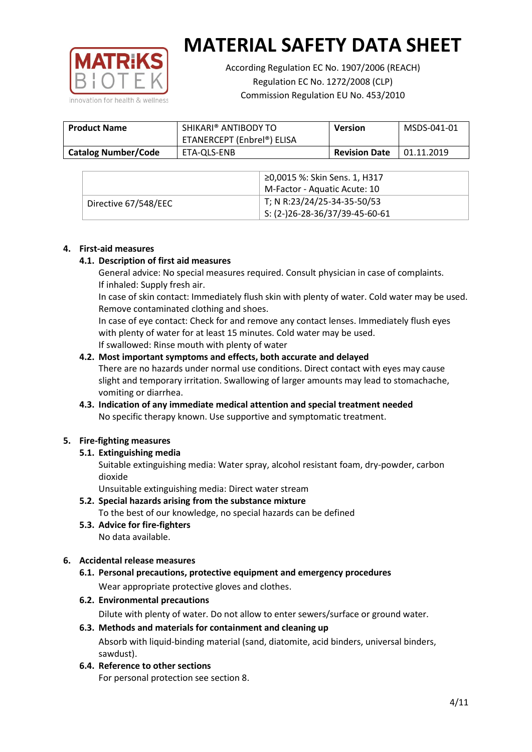# MATERIAL SAFETY DATA SHEET

According Regulation EC No. 1907/2006 (REACH)
Regulation EC No. 1272/2008 (CLP)
Commission Regulation EU No. 453/2010

| **Product Name** | SHIKARI® ANTIBODY TO ETANERCEPT (Enbrel®) ELISA | **Version** | MSDS-041-01 |
|---|---|---|---|
| **Catalog Number/Code** | ETA-QLS-ENB | **Revision Date** | 01.11.2019 |

| | |
|---|---|
| | ≥0,0015 %: Skin Sens. 1, H317<br>M-Factor - Aquatic Acute: 10 |
| Directive 67/548/EEC | T; N R:23/24/25-34-35-50/53<br>S: (2-)26-28-36/37/39-45-60-61 |

## 4. First-aid measures

### 4.1. Description of first aid measures

General advice: No special measures required. Consult physician in case of complaints.
If inhaled: Supply fresh air.
In case of skin contact: Immediately flush skin with plenty of water. Cold water may be used. Remove contaminated clothing and shoes.
In case of eye contact: Check for and remove any contact lenses. Immediately flush eyes with plenty of water for at least 15 minutes. Cold water may be used.
If swallowed: Rinse mouth with plenty of water

### 4.2. Most important symptoms and effects, both accurate and delayed

There are no hazards under normal use conditions. Direct contact with eyes may cause slight and temporary irritation. Swallowing of larger amounts may lead to stomachache, vomiting or diarrhea.

### 4.3. Indication of any immediate medical attention and special treatment needed

No specific therapy known. Use supportive and symptomatic treatment.

## 5. Fire-fighting measures

### 5.1. Extinguishing media

Suitable extinguishing media: Water spray, alcohol resistant foam, dry-powder, carbon dioxide
Unsuitable extinguishing media: Direct water stream

### 5.2. Special hazards arising from the substance mixture

To the best of our knowledge, no special hazards can be defined

### 5.3. Advice for fire-fighters

No data available.

## 6. Accidental release measures

### 6.1. Personal precautions, protective equipment and emergency procedures

Wear appropriate protective gloves and clothes.

### 6.2. Environmental precautions

Dilute with plenty of water. Do not allow to enter sewers/surface or ground water.

### 6.3. Methods and materials for containment and cleaning up

Absorb with liquid-binding material (sand, diatomite, acid binders, universal binders, sawdust).

### 6.4. Reference to other sections

For personal protection see section 8.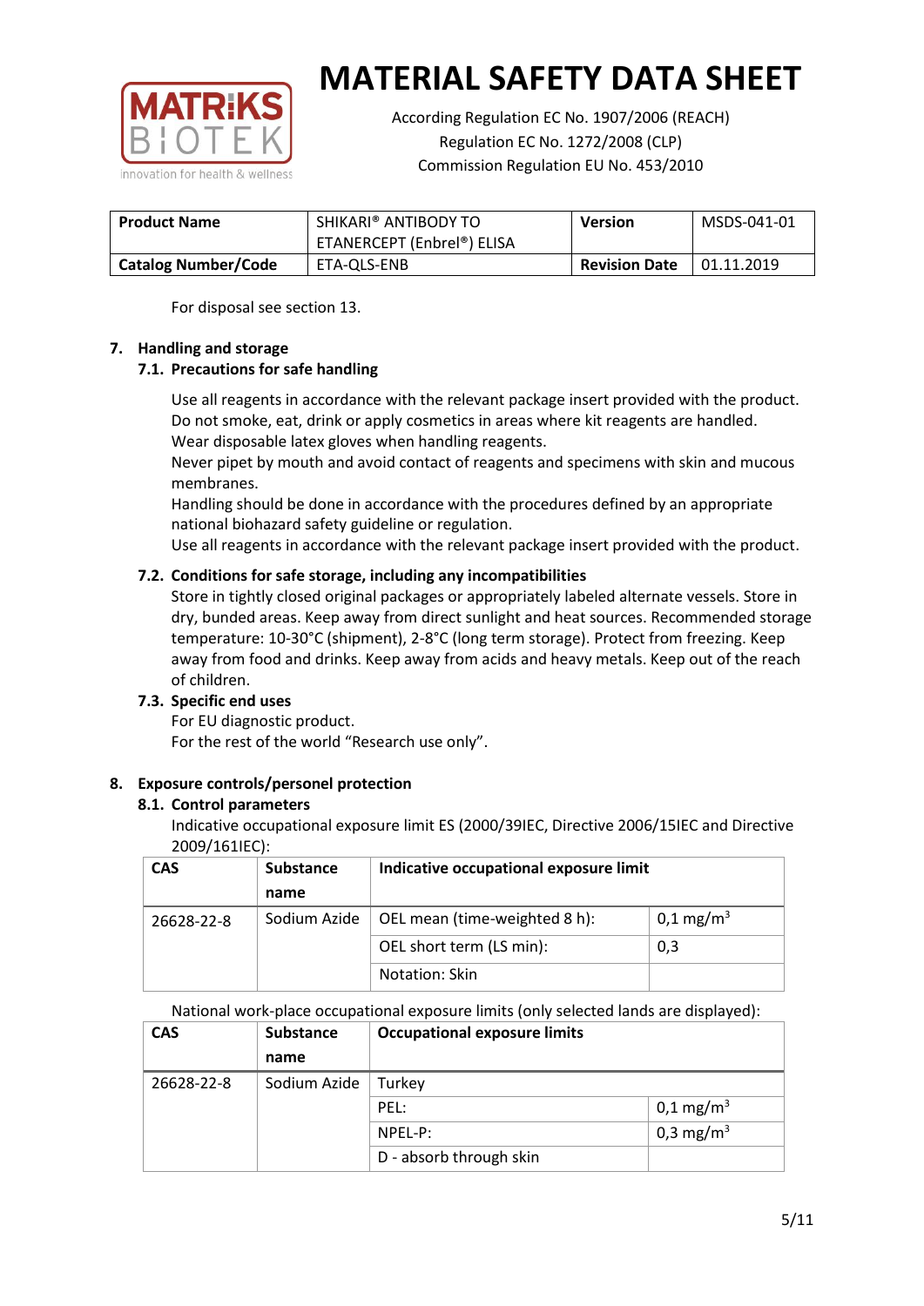# MATERIAL SAFETY DATA SHEET

According Regulation EC No. 1907/2006 (REACH)
Regulation EC No. 1272/2008 (CLP)
Commission Regulation EU No. 453/2010

| Product Name | SHIKARI® ANTIBODY TO ETANERCEPT (Enbrel®) ELISA | Version | MSDS-041-01 |
|---|---|---|---|
| Catalog Number/Code | ETA-QLS-ENB | Revision Date | 01.11.2019 |

For disposal see section 13.

## 7. Handling and storage

### 7.1. Precautions for safe handling

Use all reagents in accordance with the relevant package insert provided with the product.
Do not smoke, eat, drink or apply cosmetics in areas where kit reagents are handled.
Wear disposable latex gloves when handling reagents.
Never pipet by mouth and avoid contact of reagents and specimens with skin and mucous membranes.
Handling should be done in accordance with the procedures defined by an appropriate national biohazard safety guideline or regulation.
Use all reagents in accordance with the relevant package insert provided with the product.

### 7.2. Conditions for safe storage, including any incompatibilities

Store in tightly closed original packages or appropriately labeled alternate vessels. Store in dry, bunded areas. Keep away from direct sunlight and heat sources. Recommended storage temperature: 10-30°C (shipment), 2-8°C (long term storage). Protect from freezing. Keep away from food and drinks. Keep away from acids and heavy metals. Keep out of the reach of children.

### 7.3. Specific end uses

For EU diagnostic product.
For the rest of the world "Research use only".

## 8. Exposure controls/personel protection

### 8.1. Control parameters

Indicative occupational exposure limit ES (2000/39IEC, Directive 2006/15IEC and Directive 2009/161IEC):

| CAS | Substance name | Indicative occupational exposure limit | |
|---|---|---|---|
| 26628-22-8 | Sodium Azide | OEL mean (time-weighted 8 h): | 0,1 mg/m$^3$ |
| | | OEL short term (LS min): | 0,3 |
| | | Notation: Skin | |

National work-place occupational exposure limits (only selected lands are displayed):

| CAS | Substance name | Occupational exposure limits | |
|---|---|---|---|
| 26628-22-8 | Sodium Azide | Turkey | |
| | | PEL: | 0,1 mg/m$^3$ |
| | | NPEL-P: | 0,3 mg/m$^3$ |
| | | D - absorb through skin | |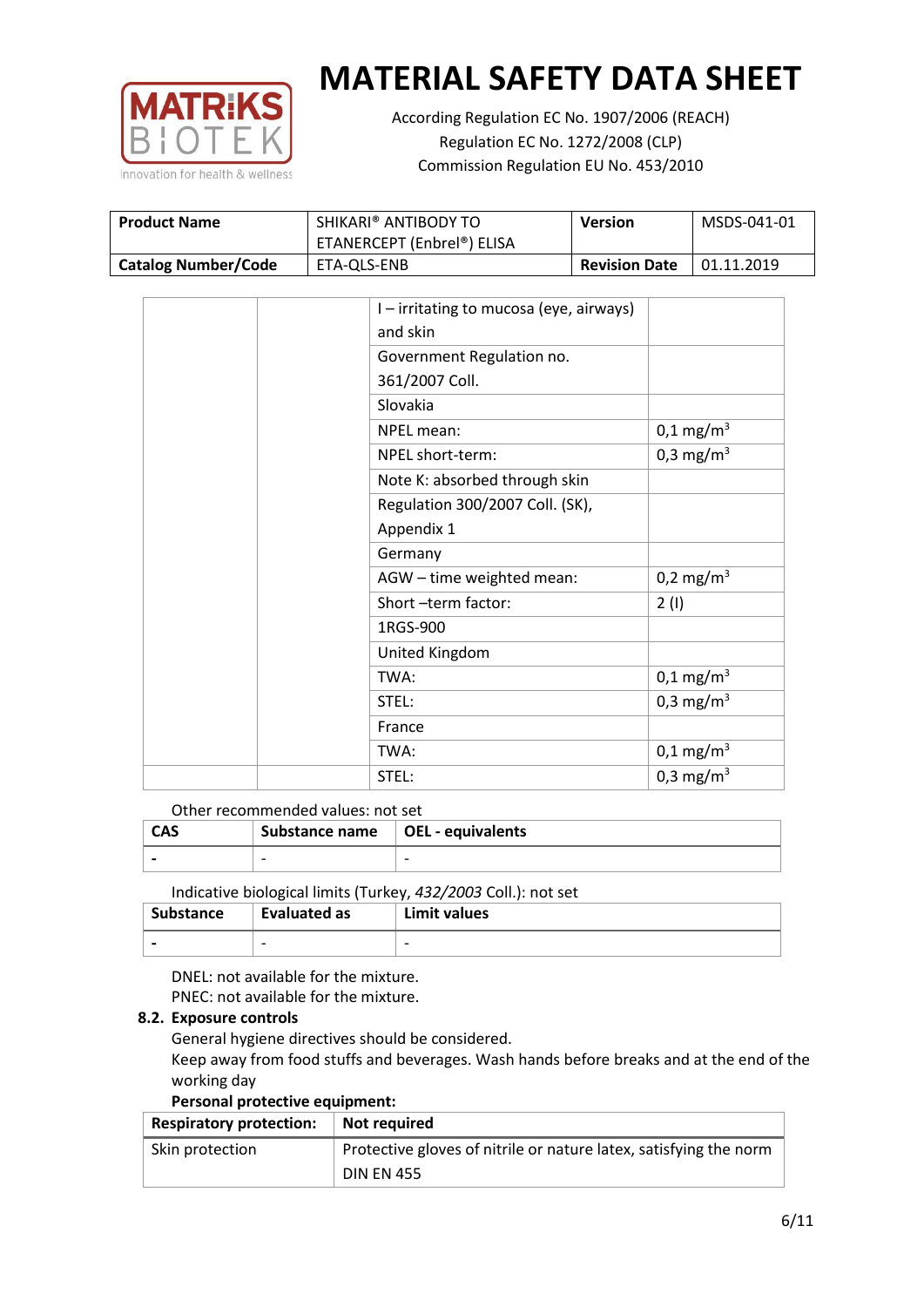# MATERIAL SAFETY DATA SHEET

According Regulation EC No. 1907/2006 (REACH)
Regulation EC No. 1272/2008 (CLP)
Commission Regulation EU No. 453/2010

| Product Name | SHIKARI® ANTIBODY TO ETANERCEPT (Enbrel®) ELISA | Version | MSDS-041-01 |
|---|---|---|---|
| Catalog Number/Code | ETA-QLS-ENB | Revision Date | 01.11.2019 |

| | | | |
|---|---|---|---|
| | | I – irritating to mucosa (eye, airways) and skin | |
| | | Government Regulation no. 361/2007 Coll. | |
| | | Slovakia | |
| | | NPEL mean: | 0,1 mg/m$^3$ |
| | | NPEL short-term: | 0,3 mg/m$^3$ |
| | | Note K: absorbed through skin | |
| | | Regulation 300/2007 Coll. (SK), Appendix 1 | |
| | | Germany | |
| | | AGW – time weighted mean: | 0,2 mg/m$^3$ |
| | | Short –term factor: | 2 (I) |
| | | 1RGS-900 | |
| | | United Kingdom | |
| | | TWA: | 0,1 mg/m$^3$ |
| | | STEL: | 0,3 mg/m$^3$ |
| | | France | |
| | | TWA: | 0,1 mg/m$^3$ |
| | | STEL: | 0,3 mg/m$^3$ |

Other recommended values: not set

| CAS | Substance name | OEL - equivalents |
|---|---|---|
| - | - | - |

Indicative biological limits (Turkey, *432/2003* Coll.): not set

| Substance | Evaluated as | Limit values |
|---|---|---|
| - | - | - |

DNEL: not available for the mixture.
PNEC: not available for the mixture.

### 8.2. Exposure controls

General hygiene directives should be considered.
Keep away from food stuffs and beverages. Wash hands before breaks and at the end of the working day

**Personal protective equipment:**

| Respiratory protection: | Not required |
|---|---|
| Skin protection | Protective gloves of nitrile or nature latex, satisfying the norm DIN EN 455 |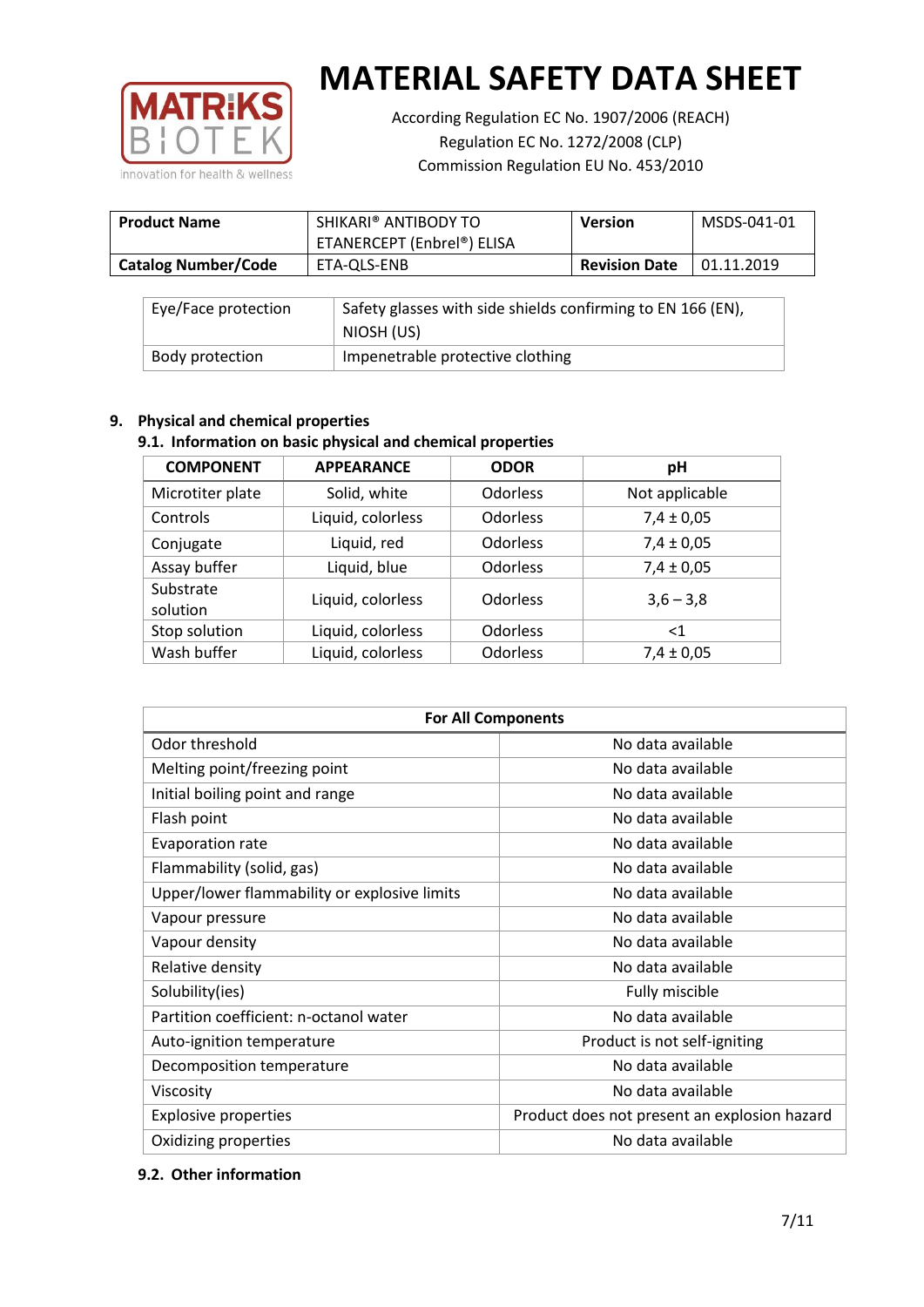| Product Name | SHIKARI® ANTIBODY TO ETANERCEPT (Enbrel®) ELISA | Version | MSDS-041-01 |
|---|---|---|---|
| Catalog Number/Code | ETA-QLS-ENB | Revision Date | 01.11.2019 |

| Eye/Face protection | Safety glasses with side shields confirming to EN 166 (EN), NIOSH (US) |
|---|---|
| Body protection | Impenetrable protective clothing |

## 9. Physical and chemical properties

### 9.1. Information on basic physical and chemical properties

| COMPONENT | APPEARANCE | ODOR | pH |
|---|---|---|---|
| Microtiter plate | Solid, white | Odorless | Not applicable |
| Controls | Liquid, colorless | Odorless | 7,4 ± 0,05 |
| Conjugate | Liquid, red | Odorless | 7,4 ± 0,05 |
| Assay buffer | Liquid, blue | Odorless | 7,4 ± 0,05 |
| Substrate solution | Liquid, colorless | Odorless | 3,6 – 3,8 |
| Stop solution | Liquid, colorless | Odorless | <1 |
| Wash buffer | Liquid, colorless | Odorless | 7,4 ± 0,05 |

| For All Components | |
|---|---|
| Odor threshold | No data available |
| Melting point/freezing point | No data available |
| Initial boiling point and range | No data available |
| Flash point | No data available |
| Evaporation rate | No data available |
| Flammability (solid, gas) | No data available |
| Upper/lower flammability or explosive limits | No data available |
| Vapour pressure | No data available |
| Vapour density | No data available |
| Relative density | No data available |
| Solubility(ies) | Fully miscible |
| Partition coefficient: n-octanol water | No data available |
| Auto-ignition temperature | Product is not self-igniting |
| Decomposition temperature | No data available |
| Viscosity | No data available |
| Explosive properties | Product does not present an explosion hazard |
| Oxidizing properties | No data available |

### 9.2. Other information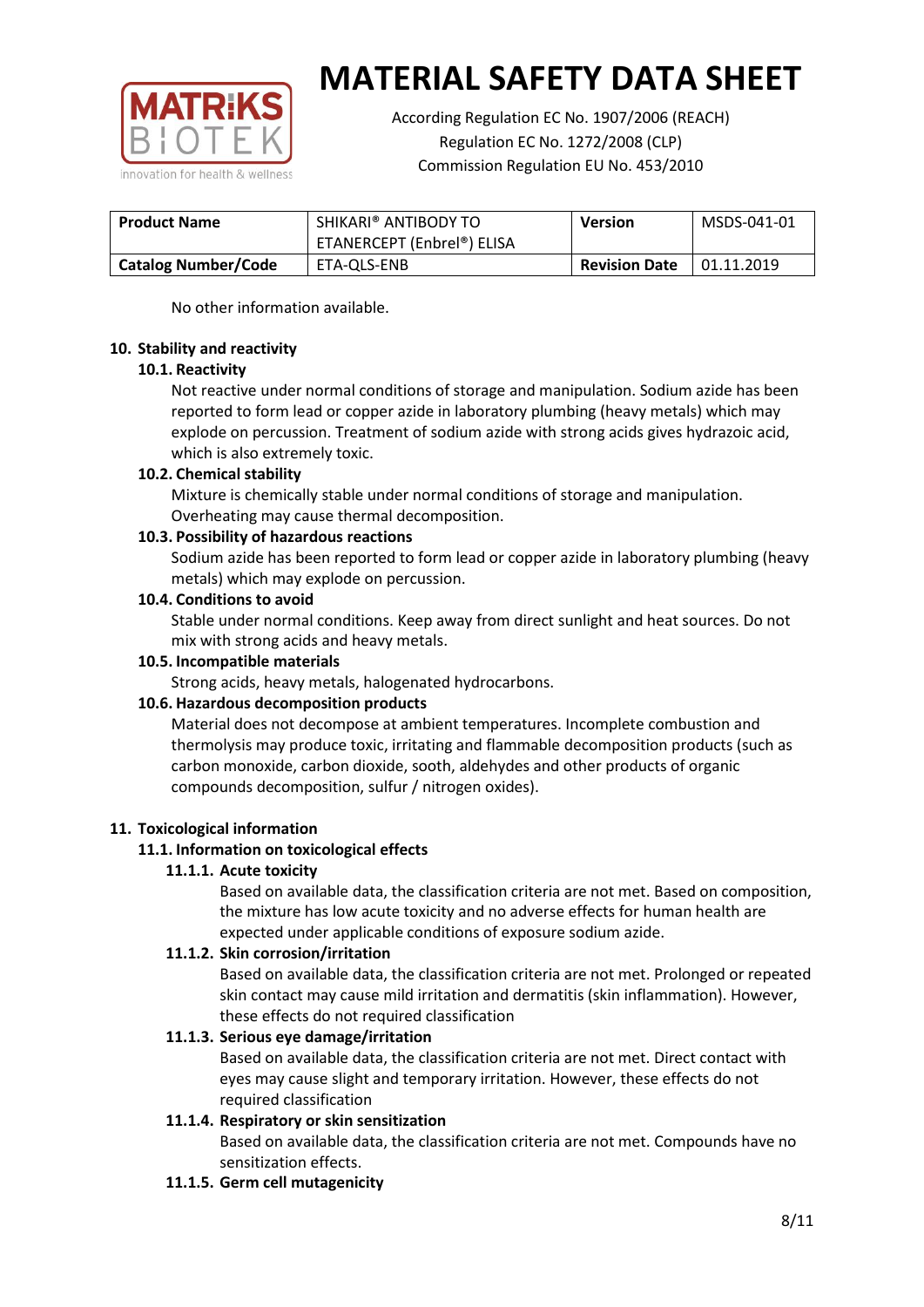No other information available.

## 10. Stability and reactivity

### 10.1. Reactivity

Not reactive under normal conditions of storage and manipulation. Sodium azide has been reported to form lead or copper azide in laboratory plumbing (heavy metals) which may explode on percussion. Treatment of sodium azide with strong acids gives hydrazoic acid, which is also extremely toxic.

### 10.2. Chemical stability

Mixture is chemically stable under normal conditions of storage and manipulation. Overheating may cause thermal decomposition.

### 10.3. Possibility of hazardous reactions

Sodium azide has been reported to form lead or copper azide in laboratory plumbing (heavy metals) which may explode on percussion.

### 10.4. Conditions to avoid

Stable under normal conditions. Keep away from direct sunlight and heat sources. Do not mix with strong acids and heavy metals.

### 10.5. Incompatible materials

Strong acids, heavy metals, halogenated hydrocarbons.

### 10.6. Hazardous decomposition products

Material does not decompose at ambient temperatures. Incomplete combustion and thermolysis may produce toxic, irritating and flammable decomposition products (such as carbon monoxide, carbon dioxide, sooth, aldehydes and other products of organic compounds decomposition, sulfur / nitrogen oxides).

## 11. Toxicological information

### 11.1. Information on toxicological effects

#### 11.1.1. Acute toxicity

Based on available data, the classification criteria are not met. Based on composition, the mixture has low acute toxicity and no adverse effects for human health are expected under applicable conditions of exposure sodium azide.

#### 11.1.2. Skin corrosion/irritation

Based on available data, the classification criteria are not met. Prolonged or repeated skin contact may cause mild irritation and dermatitis (skin inflammation). However, these effects do not required classification

#### 11.1.3. Serious eye damage/irritation

Based on available data, the classification criteria are not met. Direct contact with eyes may cause slight and temporary irritation. However, these effects do not required classification

#### 11.1.4. Respiratory or skin sensitization

Based on available data, the classification criteria are not met. Compounds have no sensitization effects.

#### 11.1.5. Germ cell mutagenicity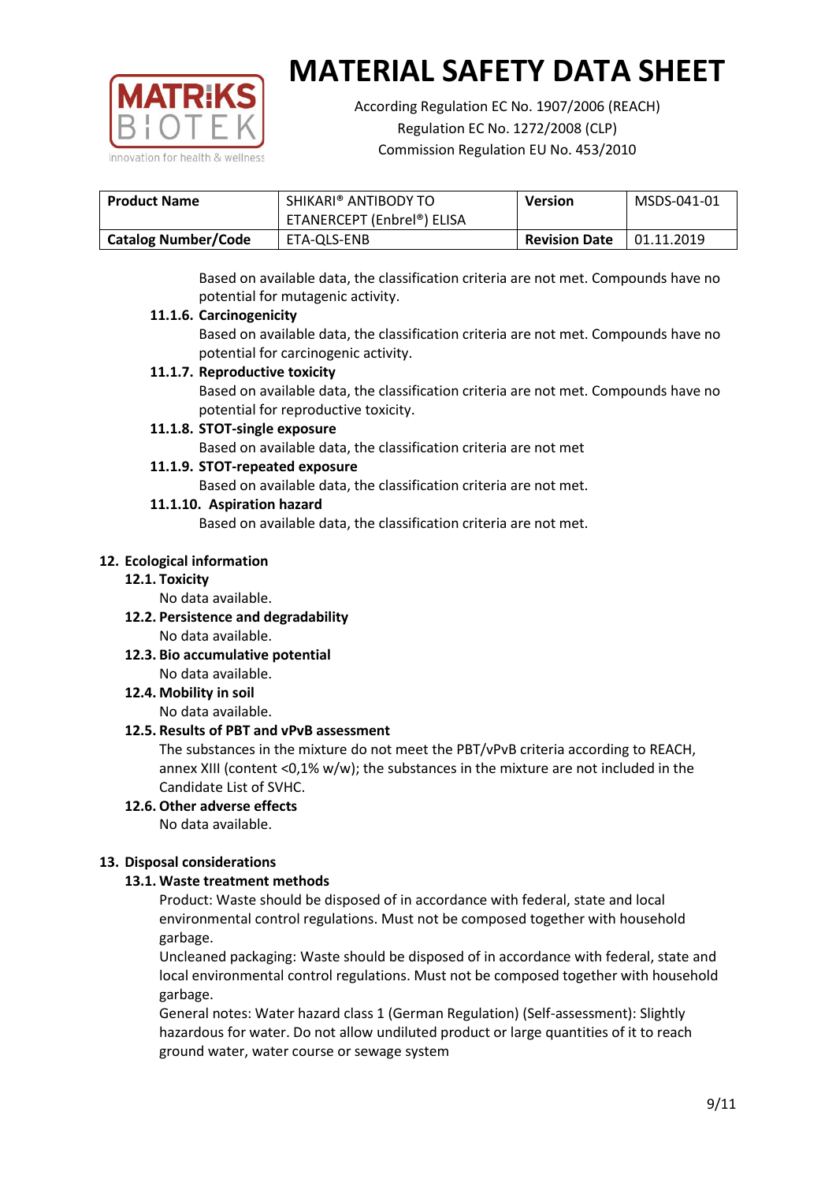Based on available data, the classification criteria are not met. Compounds have no potential for mutagenic activity.

#### 11.1.6. Carcinogenicity

Based on available data, the classification criteria are not met. Compounds have no potential for carcinogenic activity.

#### 11.1.7. Reproductive toxicity

Based on available data, the classification criteria are not met. Compounds have no potential for reproductive toxicity.

#### 11.1.8. STOT-single exposure

Based on available data, the classification criteria are not met

#### 11.1.9. STOT-repeated exposure

Based on available data, the classification criteria are not met.

#### 11.1.10. Aspiration hazard

Based on available data, the classification criteria are not met.

## 12. Ecological information

### 12.1. Toxicity

No data available.

### 12.2. Persistence and degradability

No data available.

### 12.3. Bio accumulative potential

No data available.

### 12.4. Mobility in soil

No data available.

### 12.5. Results of PBT and vPvB assessment

The substances in the mixture do not meet the PBT/vPvB criteria according to REACH, annex XIII (content <0,1% w/w); the substances in the mixture are not included in the Candidate List of SVHC.

### 12.6. Other adverse effects

No data available.

## 13. Disposal considerations

### 13.1. Waste treatment methods

Product: Waste should be disposed of in accordance with federal, state and local environmental control regulations. Must not be composed together with household garbage.

Uncleaned packaging: Waste should be disposed of in accordance with federal, state and local environmental control regulations. Must not be composed together with household garbage.

General notes: Water hazard class 1 (German Regulation) (Self-assessment): Slightly hazardous for water. Do not allow undiluted product or large quantities of it to reach ground water, water course or sewage system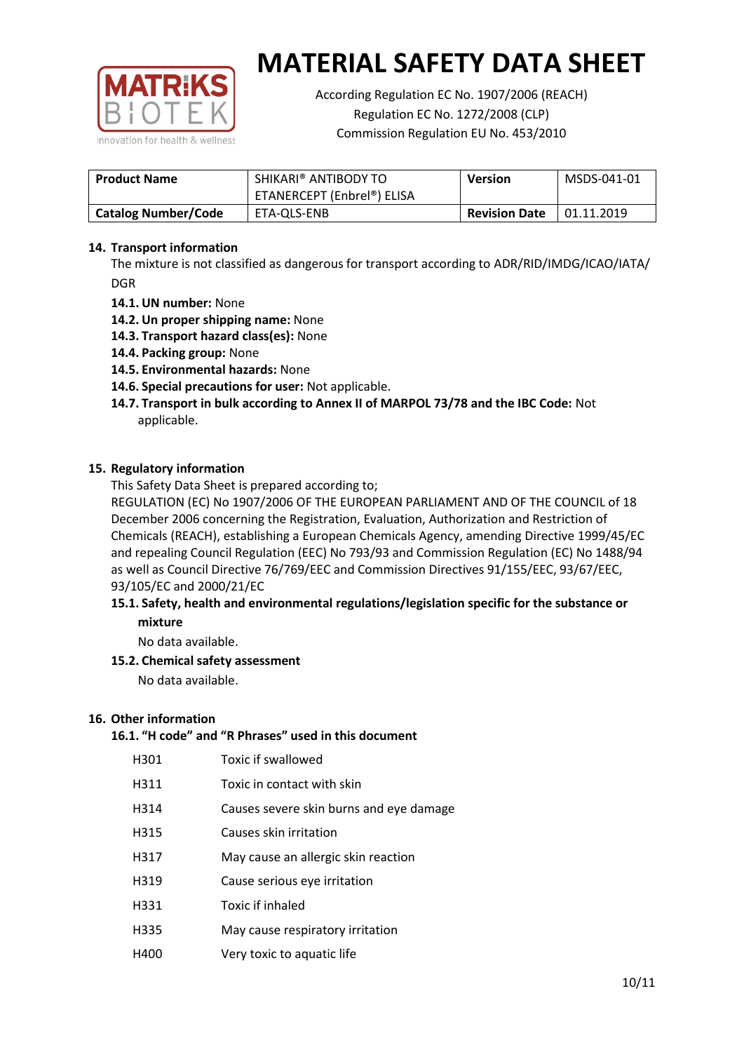# MATERIAL SAFETY DATA SHEET

According Regulation EC No. 1907/2006 (REACH)
Regulation EC No. 1272/2008 (CLP)
Commission Regulation EU No. 453/2010

| **Product Name** | SHIKARI® ANTIBODY TO ETANERCEPT (Enbrel®) ELISA | **Version** | MSDS-041-01 |
|---|---|---|---|
| **Catalog Number/Code** | ETA-QLS-ENB | **Revision Date** | 01.11.2019 |

## 14. Transport information

The mixture is not classified as dangerous for transport according to ADR/RID/IMDG/ICAO/IATA/DGR

- **14.1. UN number:** None
- **14.2. Un proper shipping name:** None
- **14.3. Transport hazard class(es):** None
- **14.4. Packing group:** None
- **14.5. Environmental hazards:** None
- **14.6. Special precautions for user:** Not applicable.
- **14.7. Transport in bulk according to Annex II of MARPOL 73/78 and the IBC Code:** Not applicable.

## 15. Regulatory information

This Safety Data Sheet is prepared according to;
REGULATION (EC) No 1907/2006 OF THE EUROPEAN PARLIAMENT AND OF THE COUNCIL of 18 December 2006 concerning the Registration, Evaluation, Authorization and Restriction of Chemicals (REACH), establishing a European Chemicals Agency, amending Directive 1999/45/EC and repealing Council Regulation (EEC) No 793/93 and Commission Regulation (EC) No 1488/94 as well as Council Directive 76/769/EEC and Commission Directives 91/155/EEC, 93/67/EEC, 93/105/EC and 2000/21/EC

### 15.1. Safety, health and environmental regulations/legislation specific for the substance or mixture

No data available.

### 15.2. Chemical safety assessment

No data available.

## 16. Other information

### 16.1. "H code" and "R Phrases" used in this document

| | |
|---|---|
| H301 | Toxic if swallowed |
| H311 | Toxic in contact with skin |
| H314 | Causes severe skin burns and eye damage |
| H315 | Causes skin irritation |
| H317 | May cause an allergic skin reaction |
| H319 | Cause serious eye irritation |
| H331 | Toxic if inhaled |
| H335 | May cause respiratory irritation |
| H400 | Very toxic to aquatic life |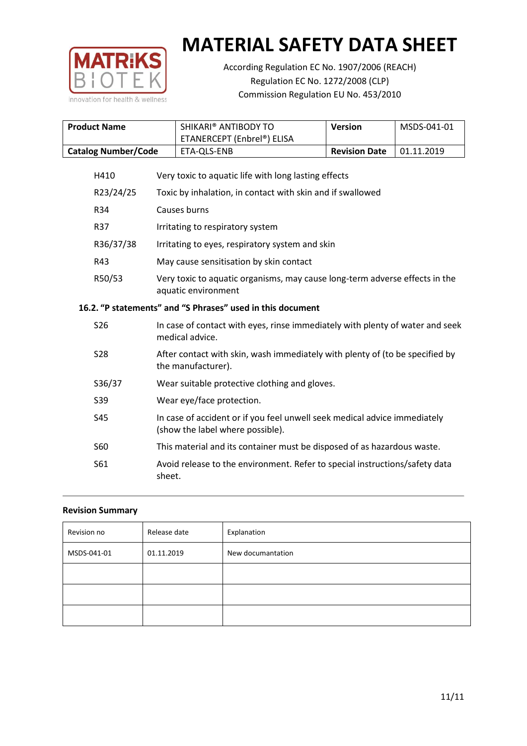# MATERIAL SAFETY DATA SHEET

According Regulation EC No. 1907/2006 (REACH)
Regulation EC No. 1272/2008 (CLP)
Commission Regulation EU No. 453/2010

| | | | |
|---|---|---|---|
| **Product Name** | SHIKARI® ANTIBODY TO ETANERCEPT (Enbrel®) ELISA | **Version** | MSDS-041-01 |
| **Catalog Number/Code** | ETA-QLS-ENB | **Revision Date** | 01.11.2019 |

| | |
|---|---|
| H410 | Very toxic to aquatic life with long lasting effects |
| R23/24/25 | Toxic by inhalation, in contact with skin and if swallowed |
| R34 | Causes burns |
| R37 | Irritating to respiratory system |
| R36/37/38 | Irritating to eyes, respiratory system and skin |
| R43 | May cause sensitisation by skin contact |
| R50/53 | Very toxic to aquatic organisms, may cause long-term adverse effects in the aquatic environment |

### 16.2. "P statements" and "S Phrases" used in this document

| | |
|---|---|
| S26 | In case of contact with eyes, rinse immediately with plenty of water and seek medical advice. |
| S28 | After contact with skin, wash immediately with plenty of (to be specified by the manufacturer). |
| S36/37 | Wear suitable protective clothing and gloves. |
| S39 | Wear eye/face protection. |
| S45 | In case of accident or if you feel unwell seek medical advice immediately (show the label where possible). |
| S60 | This material and its container must be disposed of as hazardous waste. |
| S61 | Avoid release to the environment. Refer to special instructions/safety data sheet. |

**Revision Summary**

| Revision no | Release date | Explanation |
|---|---|---|
| MSDS-041-01 | 01.11.2019 | New documantation |
| | | |
| | | |
| | | |